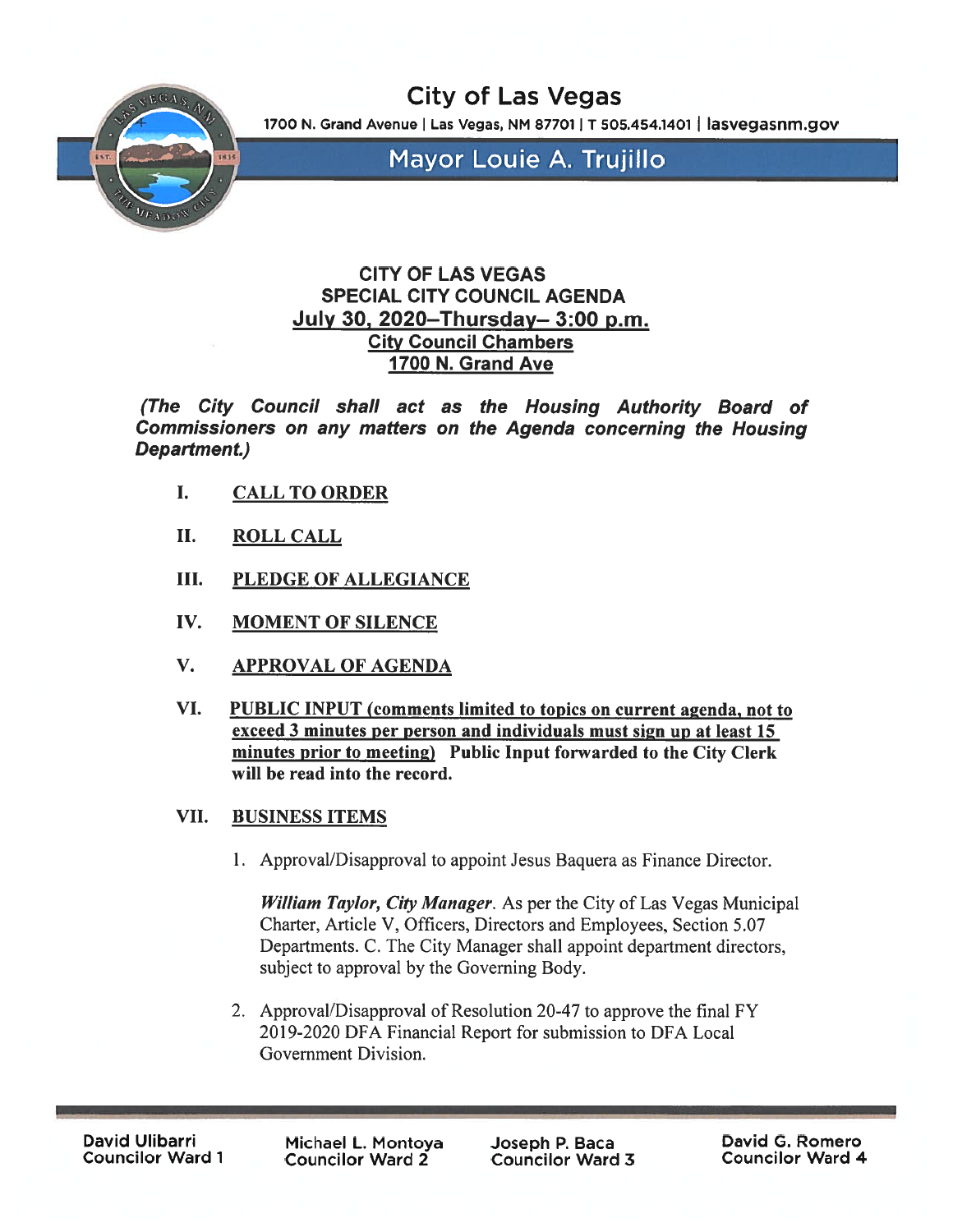# City of Las Vegas

1700 N. Grand Avenue | Las Vegas, NM 87701 | T 505.454.1401 | lasvegasnm.gov

## Mayor Louie A. Trujillo

**CITY OF LAS VEGAS**
**SPECIAL CITY COUNCIL AGENDA**
**July 30, 2020–Thursday– 3:00 p.m.**
**City Council Chambers**
**1700 N. Grand Ave**

***(The City Council shall act as the Housing Authority Board of Commissioners on any matters on the Agenda concerning the Housing Department.)***

**I. CALL TO ORDER**

**II. ROLL CALL**

**III. PLEDGE OF ALLEGIANCE**

**IV. MOMENT OF SILENCE**

**V. APPROVAL OF AGENDA**

**VI. PUBLIC INPUT (comments limited to topics on current agenda, not to exceed 3 minutes per person and individuals must sign up at least 15 minutes prior to meeting) Public Input forwarded to the City Clerk will be read into the record.**

**VII. BUSINESS ITEMS**

1. Approval/Disapproval to appoint Jesus Baquera as Finance Director.

   ***William Taylor, City Manager***. As per the City of Las Vegas Municipal Charter, Article V, Officers, Directors and Employees, Section 5.07 Departments. C. The City Manager shall appoint department directors, subject to approval by the Governing Body.

2. Approval/Disapproval of Resolution 20-47 to approve the final FY 2019-2020 DFA Financial Report for submission to DFA Local Government Division.

David Ulibarri, Councilor Ward 1 | Michael L. Montoya, Councilor Ward 2 | Joseph P. Baca, Councilor Ward 3 | David G. Romero, Councilor Ward 4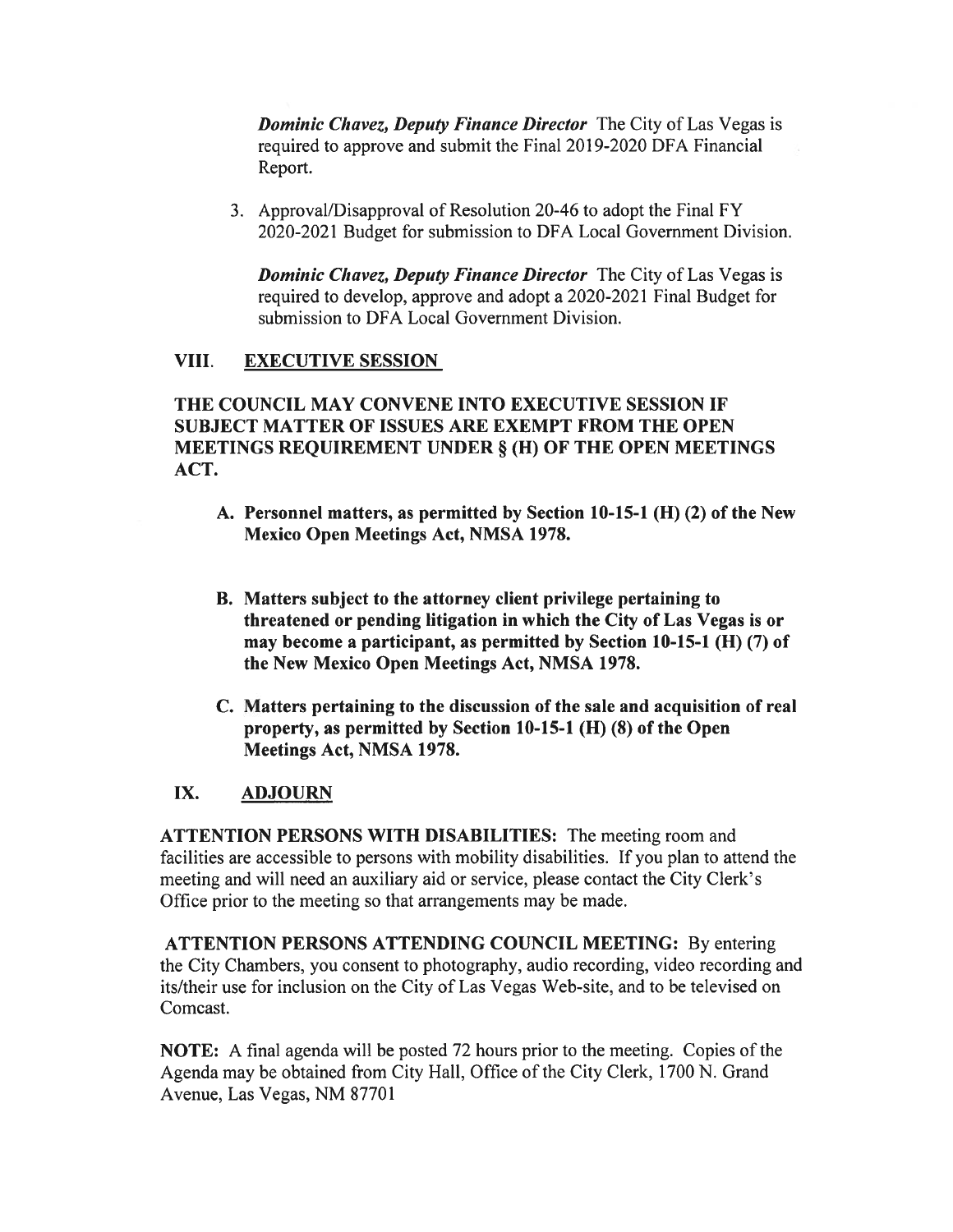***Dominic Chavez, Deputy Finance Director*** The City of Las Vegas is required to approve and submit the Final 2019-2020 DFA Financial Report.

3. Approval/Disapproval of Resolution 20-46 to adopt the Final FY 2020-2021 Budget for submission to DFA Local Government Division.

   ***Dominic Chavez, Deputy Finance Director*** The City of Las Vegas is required to develop, approve and adopt a 2020-2021 Final Budget for submission to DFA Local Government Division.

## VIII. EXECUTIVE SESSION

**THE COUNCIL MAY CONVENE INTO EXECUTIVE SESSION IF SUBJECT MATTER OF ISSUES ARE EXEMPT FROM THE OPEN MEETINGS REQUIREMENT UNDER § (H) OF THE OPEN MEETINGS ACT.**

A. **Personnel matters, as permitted by Section 10-15-1 (H) (2) of the New Mexico Open Meetings Act, NMSA 1978.**

B. **Matters subject to the attorney client privilege pertaining to threatened or pending litigation in which the City of Las Vegas is or may become a participant, as permitted by Section 10-15-1 (H) (7) of the New Mexico Open Meetings Act, NMSA 1978.**

C. **Matters pertaining to the discussion of the sale and acquisition of real property, as permitted by Section 10-15-1 (H) (8) of the Open Meetings Act, NMSA 1978.**

## IX. ADJOURN

**ATTENTION PERSONS WITH DISABILITIES:** The meeting room and facilities are accessible to persons with mobility disabilities. If you plan to attend the meeting and will need an auxiliary aid or service, please contact the City Clerk's Office prior to the meeting so that arrangements may be made.

**ATTENTION PERSONS ATTENDING COUNCIL MEETING:** By entering the City Chambers, you consent to photography, audio recording, video recording and its/their use for inclusion on the City of Las Vegas Web-site, and to be televised on Comcast.

**NOTE:** A final agenda will be posted 72 hours prior to the meeting. Copies of the Agenda may be obtained from City Hall, Office of the City Clerk, 1700 N. Grand Avenue, Las Vegas, NM 87701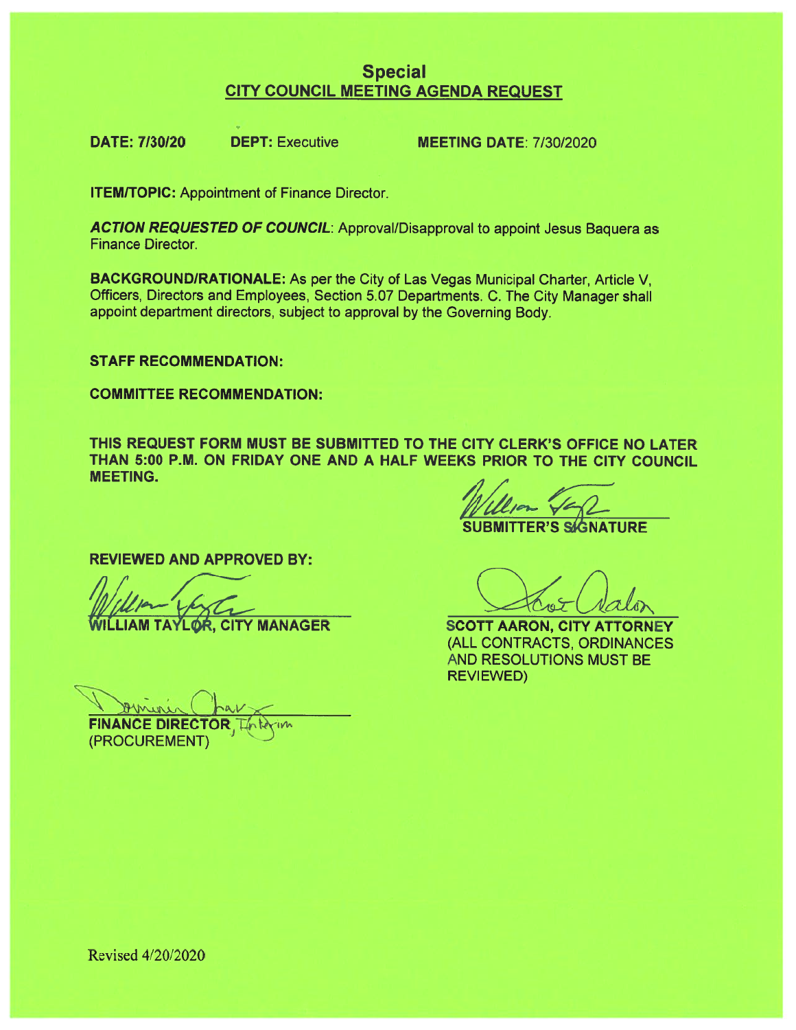# Special
## CITY COUNCIL MEETING AGENDA REQUEST

**DATE: 7/30/20** **DEPT:** Executive **MEETING DATE**: 7/30/2020

**ITEM/TOPIC:** Appointment of Finance Director.

***ACTION REQUESTED OF COUNCIL***: Approval/Disapproval to appoint Jesus Baquera as Finance Director.

**BACKGROUND/RATIONALE:** As per the City of Las Vegas Municipal Charter, Article V, Officers, Directors and Employees, Section 5.07 Departments. C. The City Manager shall appoint department directors, subject to approval by the Governing Body.

**STAFF RECOMMENDATION:**

**COMMITTEE RECOMMENDATION:**

**THIS REQUEST FORM MUST BE SUBMITTED TO THE CITY CLERK'S OFFICE NO LATER THAN 5:00 P.M. ON FRIDAY ONE AND A HALF WEEKS PRIOR TO THE CITY COUNCIL MEETING.**

**SUBMITTER'S SIGNATURE**

**REVIEWED AND APPROVED BY:**

**WILLIAM TAYLOR, CITY MANAGER**

**SCOTT AARON, CITY ATTORNEY**
(ALL CONTRACTS, ORDINANCES AND RESOLUTIONS MUST BE REVIEWED)

**FINANCE DIRECTOR**, Interim
(PROCUREMENT)

Revised 4/20/2020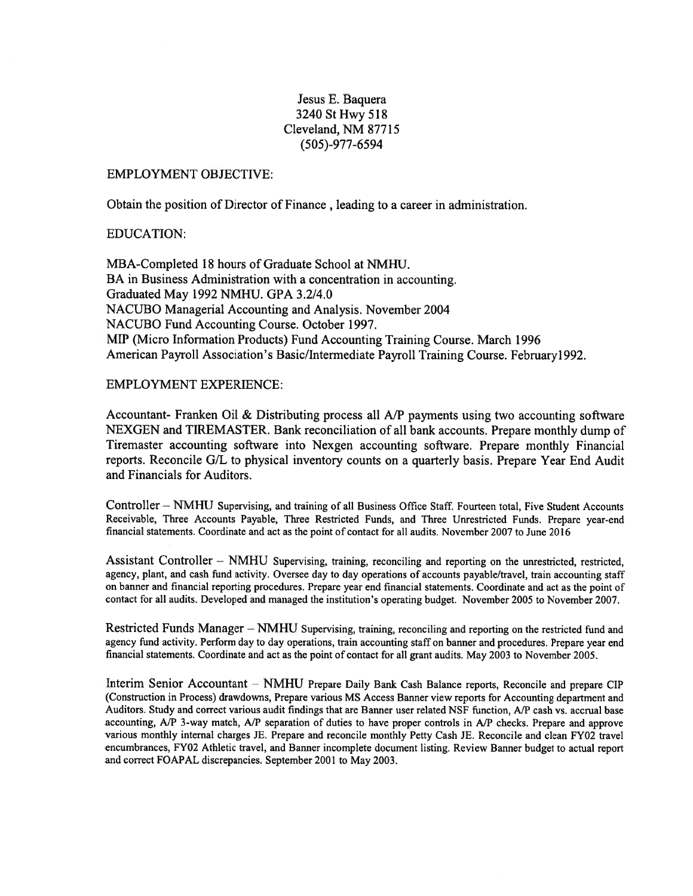Jesus E. Baquera
3240 St Hwy 518
Cleveland, NM 87715
(505)-977-6594

EMPLOYMENT OBJECTIVE:

Obtain the position of Director of Finance , leading to a career in administration.

EDUCATION:

MBA-Completed 18 hours of Graduate School at NMHU.
BA in Business Administration with a concentration in accounting.
Graduated May 1992 NMHU. GPA 3.2/4.0
NACUBO Managerial Accounting and Analysis. November 2004
NACUBO Fund Accounting Course. October 1997.
MIP (Micro Information Products) Fund Accounting Training Course. March 1996
American Payroll Association's Basic/Intermediate Payroll Training Course. February1992.

EMPLOYMENT EXPERIENCE:

Accountant- Franken Oil & Distributing process all A/P payments using two accounting software NEXGEN and TIREMASTER. Bank reconciliation of all bank accounts. Prepare monthly dump of Tiremaster accounting software into Nexgen accounting software. Prepare monthly Financial reports. Reconcile G/L to physical inventory counts on a quarterly basis. Prepare Year End Audit and Financials for Auditors.

Controller – NMHU Supervising, and training of all Business Office Staff. Fourteen total, Five Student Accounts Receivable, Three Accounts Payable, Three Restricted Funds, and Three Unrestricted Funds. Prepare year-end financial statements. Coordinate and act as the point of contact for all audits. November 2007 to June 2016

Assistant Controller – NMHU Supervising, training, reconciling and reporting on the unrestricted, restricted, agency, plant, and cash fund activity. Oversee day to day operations of accounts payable/travel, train accounting staff on banner and financial reporting procedures. Prepare year end financial statements. Coordinate and act as the point of contact for all audits. Developed and managed the institution's operating budget. November 2005 to November 2007.

Restricted Funds Manager – NMHU Supervising, training, reconciling and reporting on the restricted fund and agency fund activity. Perform day to day operations, train accounting staff on banner and procedures. Prepare year end financial statements. Coordinate and act as the point of contact for all grant audits. May 2003 to November 2005.

Interim Senior Accountant – NMHU Prepare Daily Bank Cash Balance reports, Reconcile and prepare CIP (Construction in Process) drawdowns, Prepare various MS Access Banner view reports for Accounting department and Auditors. Study and correct various audit findings that are Banner user related NSF function, A/P cash vs. accrual base accounting, A/P 3-way match, A/P separation of duties to have proper controls in A/P checks. Prepare and approve various monthly internal charges JE. Prepare and reconcile monthly Petty Cash JE. Reconcile and clean FY02 travel encumbrances, FY02 Athletic travel, and Banner incomplete document listing. Review Banner budget to actual report and correct FOAPAL discrepancies. September 2001 to May 2003.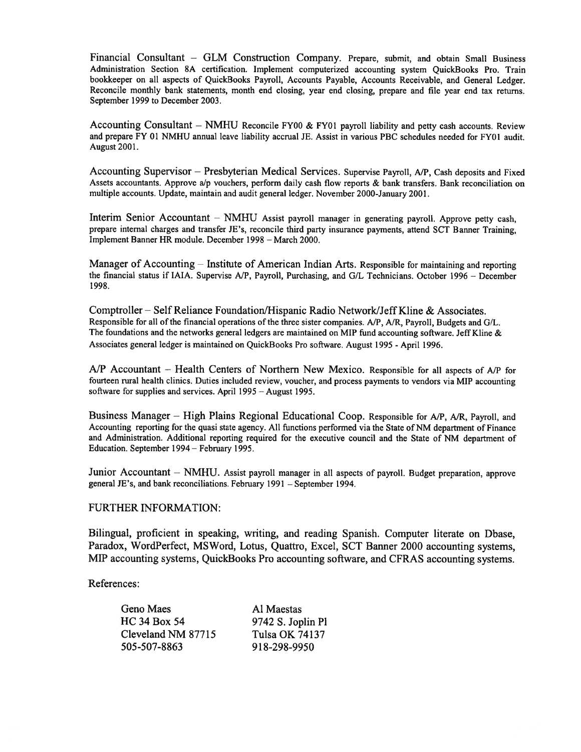Financial Consultant – GLM Construction Company. Prepare, submit, and obtain Small Business Administration Section 8A certification. Implement computerized accounting system QuickBooks Pro. Train bookkeeper on all aspects of QuickBooks Payroll, Accounts Payable, Accounts Receivable, and General Ledger. Reconcile monthly bank statements, month end closing, year end closing, prepare and file year end tax returns. September 1999 to December 2003.

Accounting Consultant – NMHU Reconcile FY00 & FY01 payroll liability and petty cash accounts. Review and prepare FY 01 NMHU annual leave liability accrual JE. Assist in various PBC schedules needed for FY01 audit. August 2001.

Accounting Supervisor – Presbyterian Medical Services. Supervise Payroll, A/P, Cash deposits and Fixed Assets accountants. Approve a/p vouchers, perform daily cash flow reports & bank transfers. Bank reconciliation on multiple accounts. Update, maintain and audit general ledger. November 2000-January 2001.

Interim Senior Accountant – NMHU Assist payroll manager in generating payroll. Approve petty cash, prepare internal charges and transfer JE's, reconcile third party insurance payments, attend SCT Banner Training, Implement Banner HR module. December 1998 – March 2000.

Manager of Accounting – Institute of American Indian Arts. Responsible for maintaining and reporting the financial status if IAIA. Supervise A/P, Payroll, Purchasing, and G/L Technicians. October 1996 – December 1998.

Comptroller – Self Reliance Foundation/Hispanic Radio Network/Jeff Kline & Associates. Responsible for all of the financial operations of the three sister companies. A/P, A/R, Payroll, Budgets and G/L. The foundations and the networks general ledgers are maintained on MIP fund accounting software. Jeff Kline & Associates general ledger is maintained on QuickBooks Pro software. August 1995 - April 1996.

A/P Accountant – Health Centers of Northern New Mexico. Responsible for all aspects of A/P for fourteen rural health clinics. Duties included review, voucher, and process payments to vendors via MIP accounting software for supplies and services. April 1995 – August 1995.

Business Manager – High Plains Regional Educational Coop. Responsible for A/P, A/R, Payroll, and Accounting reporting for the quasi state agency. All functions performed via the State of NM department of Finance and Administration. Additional reporting required for the executive council and the State of NM department of Education. September 1994 – February 1995.

Junior Accountant – NMHU. Assist payroll manager in all aspects of payroll. Budget preparation, approve general JE's, and bank reconciliations. February 1991 – September 1994.

FURTHER INFORMATION:

Bilingual, proficient in speaking, writing, and reading Spanish. Computer literate on Dbase, Paradox, WordPerfect, MSWord, Lotus, Quattro, Excel, SCT Banner 2000 accounting systems, MIP accounting systems, QuickBooks Pro accounting software, and CFRAS accounting systems.

References:

Geno Maes
HC 34 Box 54
Cleveland NM 87715
505-507-8863

Al Maestas
9742 S. Joplin Pl
Tulsa OK 74137
918-298-9950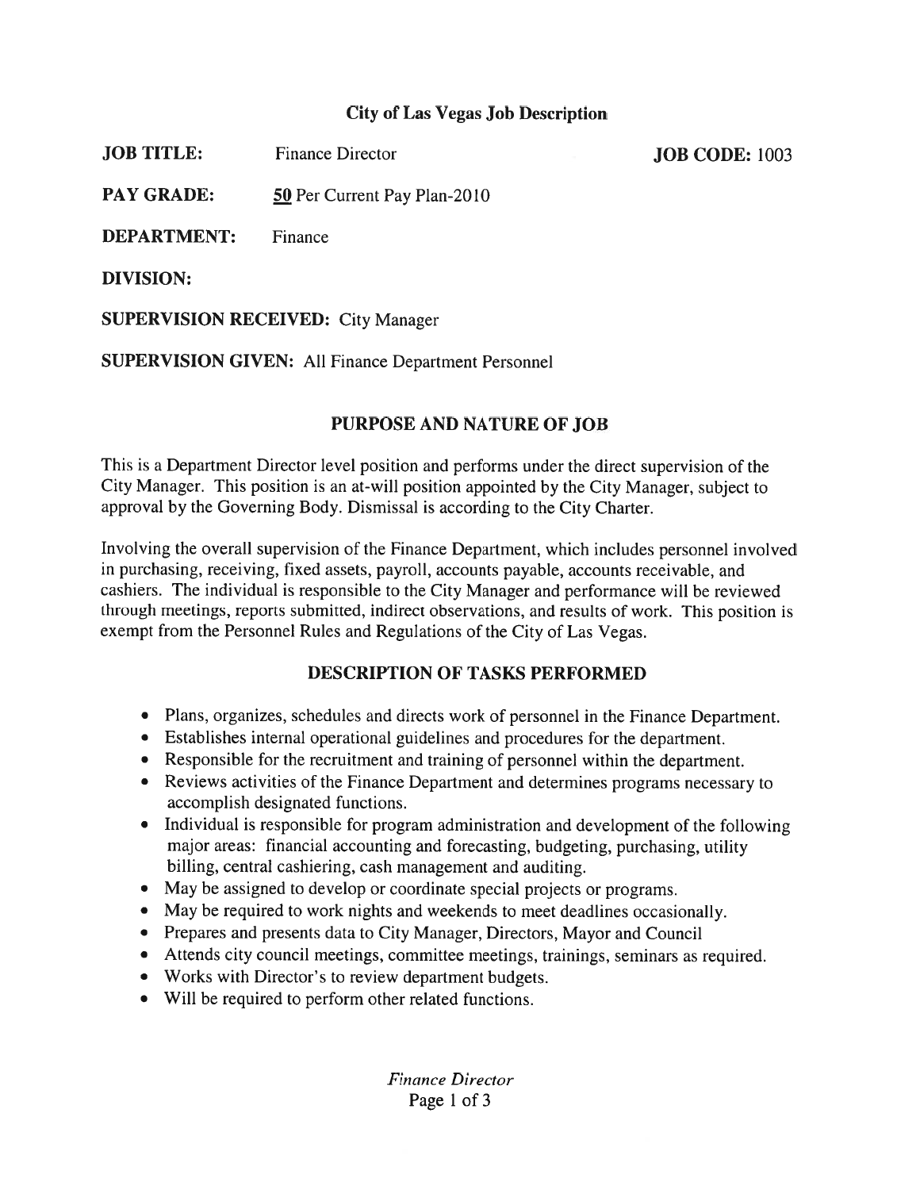## City of Las Vegas Job Description

**JOB TITLE:** Finance Director **JOB CODE:** 1003

**PAY GRADE:** 50 Per Current Pay Plan-2010

**DEPARTMENT:** Finance

**DIVISION:**

**SUPERVISION RECEIVED:** City Manager

**SUPERVISION GIVEN:** All Finance Department Personnel

### PURPOSE AND NATURE OF JOB

This is a Department Director level position and performs under the direct supervision of the City Manager. This position is an at-will position appointed by the City Manager, subject to approval by the Governing Body. Dismissal is according to the City Charter.

Involving the overall supervision of the Finance Department, which includes personnel involved in purchasing, receiving, fixed assets, payroll, accounts payable, accounts receivable, and cashiers. The individual is responsible to the City Manager and performance will be reviewed through meetings, reports submitted, indirect observations, and results of work. This position is exempt from the Personnel Rules and Regulations of the City of Las Vegas.

### DESCRIPTION OF TASKS PERFORMED

- Plans, organizes, schedules and directs work of personnel in the Finance Department.
- Establishes internal operational guidelines and procedures for the department.
- Responsible for the recruitment and training of personnel within the department.
- Reviews activities of the Finance Department and determines programs necessary to accomplish designated functions.
- Individual is responsible for program administration and development of the following major areas: financial accounting and forecasting, budgeting, purchasing, utility billing, central cashiering, cash management and auditing.
- May be assigned to develop or coordinate special projects or programs.
- May be required to work nights and weekends to meet deadlines occasionally.
- Prepares and presents data to City Manager, Directors, Mayor and Council
- Attends city council meetings, committee meetings, trainings, seminars as required.
- Works with Director's to review department budgets.
- Will be required to perform other related functions.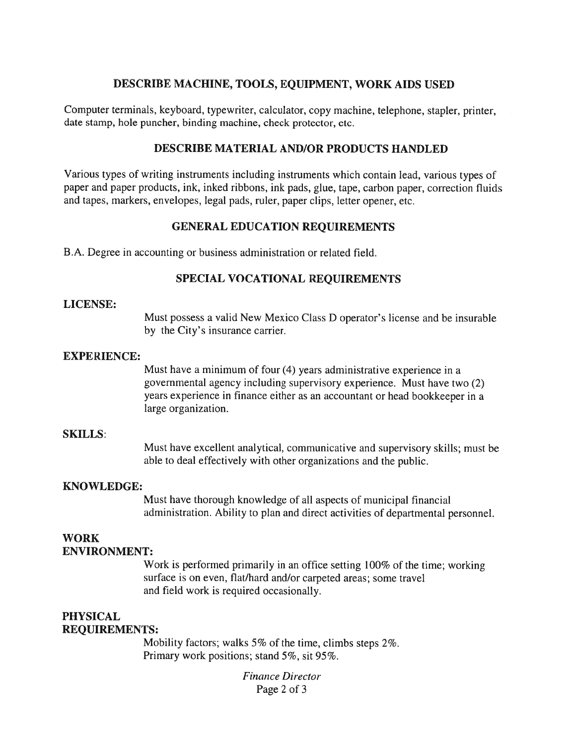## DESCRIBE MACHINE, TOOLS, EQUIPMENT, WORK AIDS USED

Computer terminals, keyboard, typewriter, calculator, copy machine, telephone, stapler, printer, date stamp, hole puncher, binding machine, check protector, etc.

## DESCRIBE MATERIAL AND/OR PRODUCTS HANDLED

Various types of writing instruments including instruments which contain lead, various types of paper and paper products, ink, inked ribbons, ink pads, glue, tape, carbon paper, correction fluids and tapes, markers, envelopes, legal pads, ruler, paper clips, letter opener, etc.

## GENERAL EDUCATION REQUIREMENTS

B.A. Degree in accounting or business administration or related field.

## SPECIAL VOCATIONAL REQUIREMENTS

**LICENSE:**

Must possess a valid New Mexico Class D operator's license and be insurable by the City's insurance carrier.

**EXPERIENCE:**

Must have a minimum of four (4) years administrative experience in a governmental agency including supervisory experience. Must have two (2) years experience in finance either as an accountant or head bookkeeper in a large organization.

**SKILLS:**

Must have excellent analytical, communicative and supervisory skills; must be able to deal effectively with other organizations and the public.

**KNOWLEDGE:**

Must have thorough knowledge of all aspects of municipal financial administration. Ability to plan and direct activities of departmental personnel.

**WORK ENVIRONMENT:**

Work is performed primarily in an office setting 100% of the time; working surface is on even, flat/hard and/or carpeted areas; some travel and field work is required occasionally.

**PHYSICAL REQUIREMENTS:**

Mobility factors; walks 5% of the time, climbs steps 2%.
Primary work positions; stand 5%, sit 95%.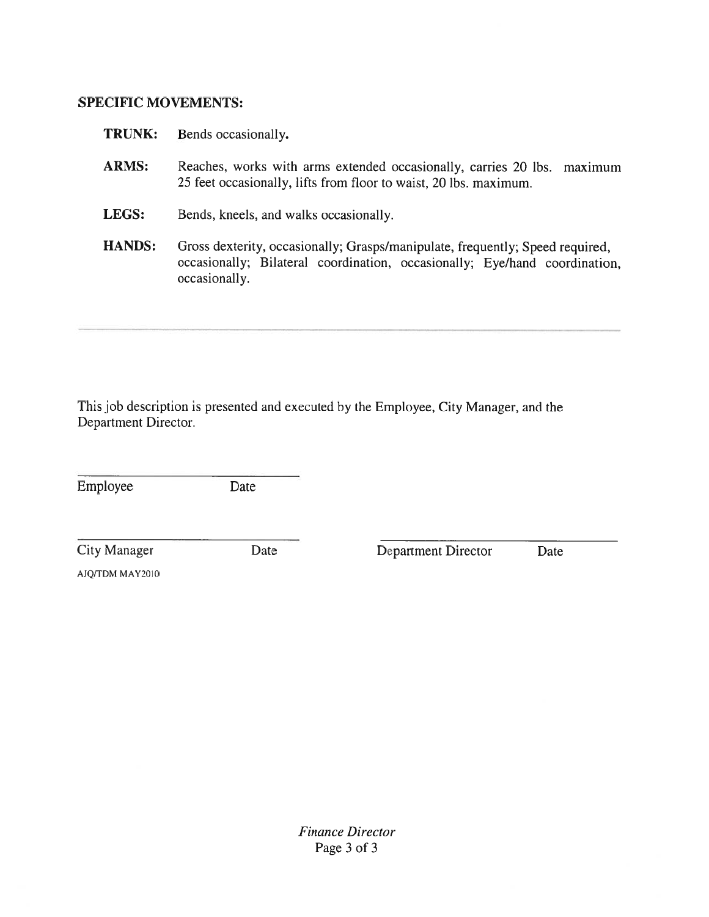### SPECIFIC MOVEMENTS:

**TRUNK:** Bends occasionally.

**ARMS:** Reaches, works with arms extended occasionally, carries 20 lbs. maximum 25 feet occasionally, lifts from floor to waist, 20 lbs. maximum.

**LEGS:** Bends, kneels, and walks occasionally.

**HANDS:** Gross dexterity, occasionally; Grasps/manipulate, frequently; Speed required, occasionally; Bilateral coordination, occasionally; Eye/hand coordination, occasionally.

---

This job description is presented and executed by the Employee, City Manager, and the Department Director.

\_\_\_\_\_\_\_\_\_\_\_\_\_\_\_\_\_\_\_\_\_\_\_\_\_\_\_\_\_\_
Employee Date

\_\_\_\_\_\_\_\_\_\_\_\_\_\_\_\_\_\_\_\_\_\_\_\_\_\_\_\_\_\_ \_\_\_\_\_\_\_\_\_\_\_\_\_\_\_\_\_\_\_\_\_\_\_\_\_\_\_\_\_\_
City Manager Date Department Director Date

AJQ/TDM MAY2010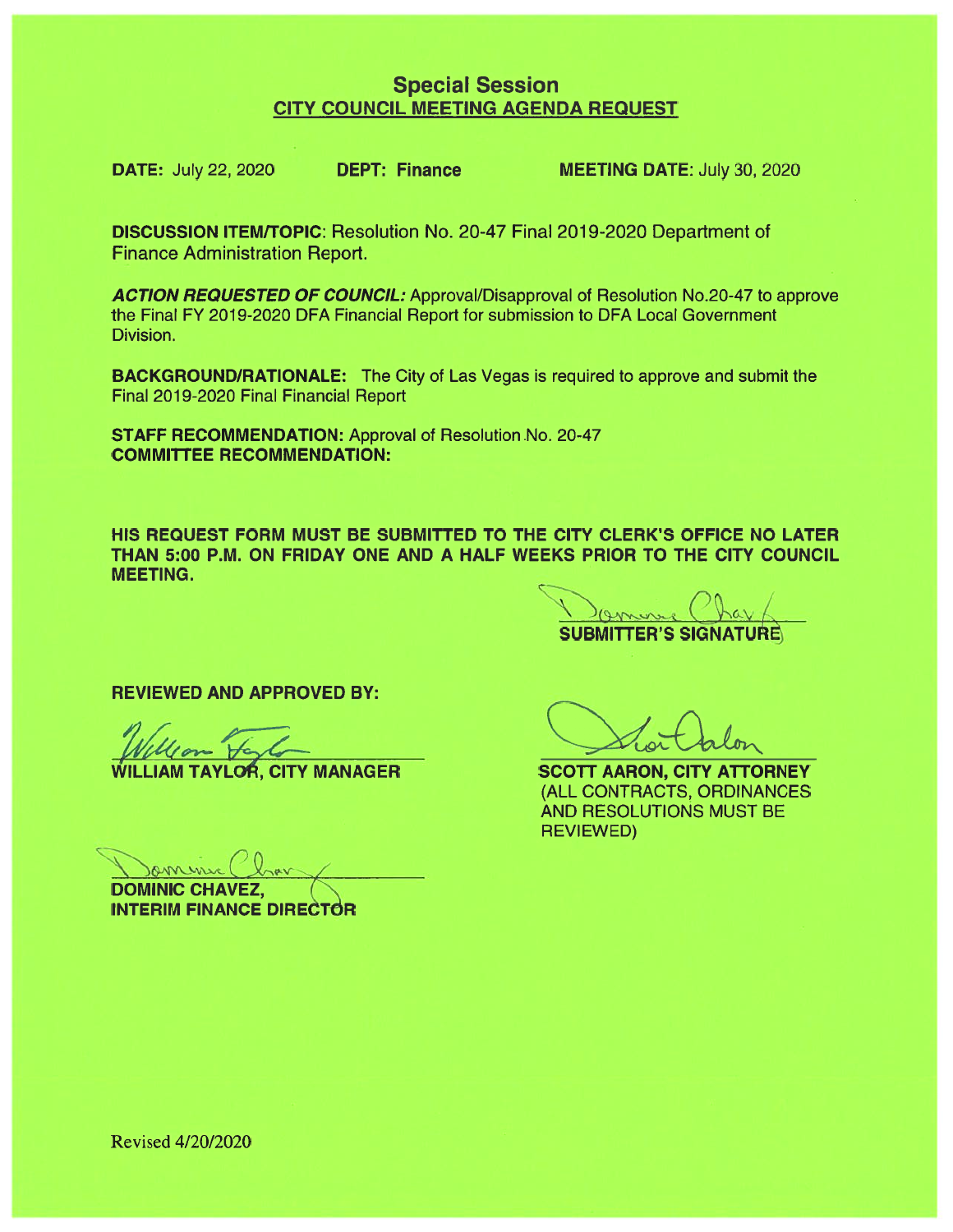## Special Session

### CITY COUNCIL MEETING AGENDA REQUEST

**DATE:** July 22, 2020 **DEPT: Finance** **MEETING DATE:** July 30, 2020

**DISCUSSION ITEM/TOPIC**: Resolution No. 20-47 Final 2019-2020 Department of Finance Administration Report.

***ACTION REQUESTED OF COUNCIL:*** Approval/Disapproval of Resolution No.20-47 to approve the Final FY 2019-2020 DFA Financial Report for submission to DFA Local Government Division.

**BACKGROUND/RATIONALE:** The City of Las Vegas is required to approve and submit the Final 2019-2020 Final Financial Report

**STAFF RECOMMENDATION:** Approval of Resolution No. 20-47

**COMMITTEE RECOMMENDATION:**

**HIS REQUEST FORM MUST BE SUBMITTED TO THE CITY CLERK'S OFFICE NO LATER THAN 5:00 P.M. ON FRIDAY ONE AND A HALF WEEKS PRIOR TO THE CITY COUNCIL MEETING.**

**SUBMITTER'S SIGNATURE**

**REVIEWED AND APPROVED BY:**

**WILLIAM TAYLOR, CITY MANAGER**

**SCOTT AARON, CITY ATTORNEY**
(ALL CONTRACTS, ORDINANCES AND RESOLUTIONS MUST BE REVIEWED)

**DOMINIC CHAVEZ,**
**INTERIM FINANCE DIRECTOR**

Revised 4/20/2020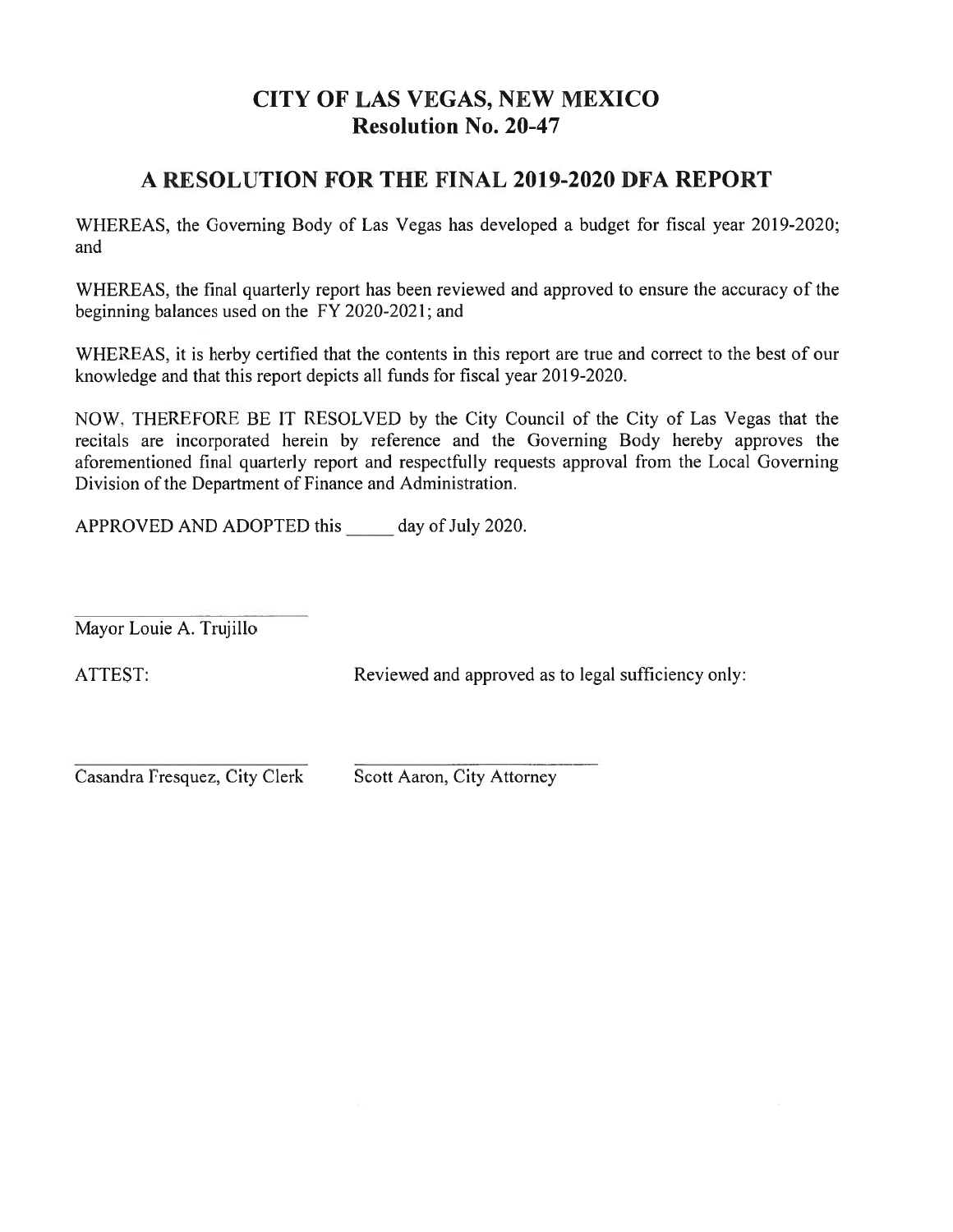# CITY OF LAS VEGAS, NEW MEXICO
## Resolution No. 20-47

## A RESOLUTION FOR THE FINAL 2019-2020 DFA REPORT

WHEREAS, the Governing Body of Las Vegas has developed a budget for fiscal year 2019-2020; and

WHEREAS, the final quarterly report has been reviewed and approved to ensure the accuracy of the beginning balances used on the FY 2020-2021; and

WHEREAS, it is herby certified that the contents in this report are true and correct to the best of our knowledge and that this report depicts all funds for fiscal year 2019-2020.

NOW, THEREFORE BE IT RESOLVED by the City Council of the City of Las Vegas that the recitals are incorporated herein by reference and the Governing Body hereby approves the aforementioned final quarterly report and respectfully requests approval from the Local Governing Division of the Department of Finance and Administration.

APPROVED AND ADOPTED this _____ day of July 2020.

_______________________
Mayor Louie A. Trujillo

ATTEST:

_______________________
Casandra Fresquez, City Clerk

Reviewed and approved as to legal sufficiency only:

_______________________
Scott Aaron, City Attorney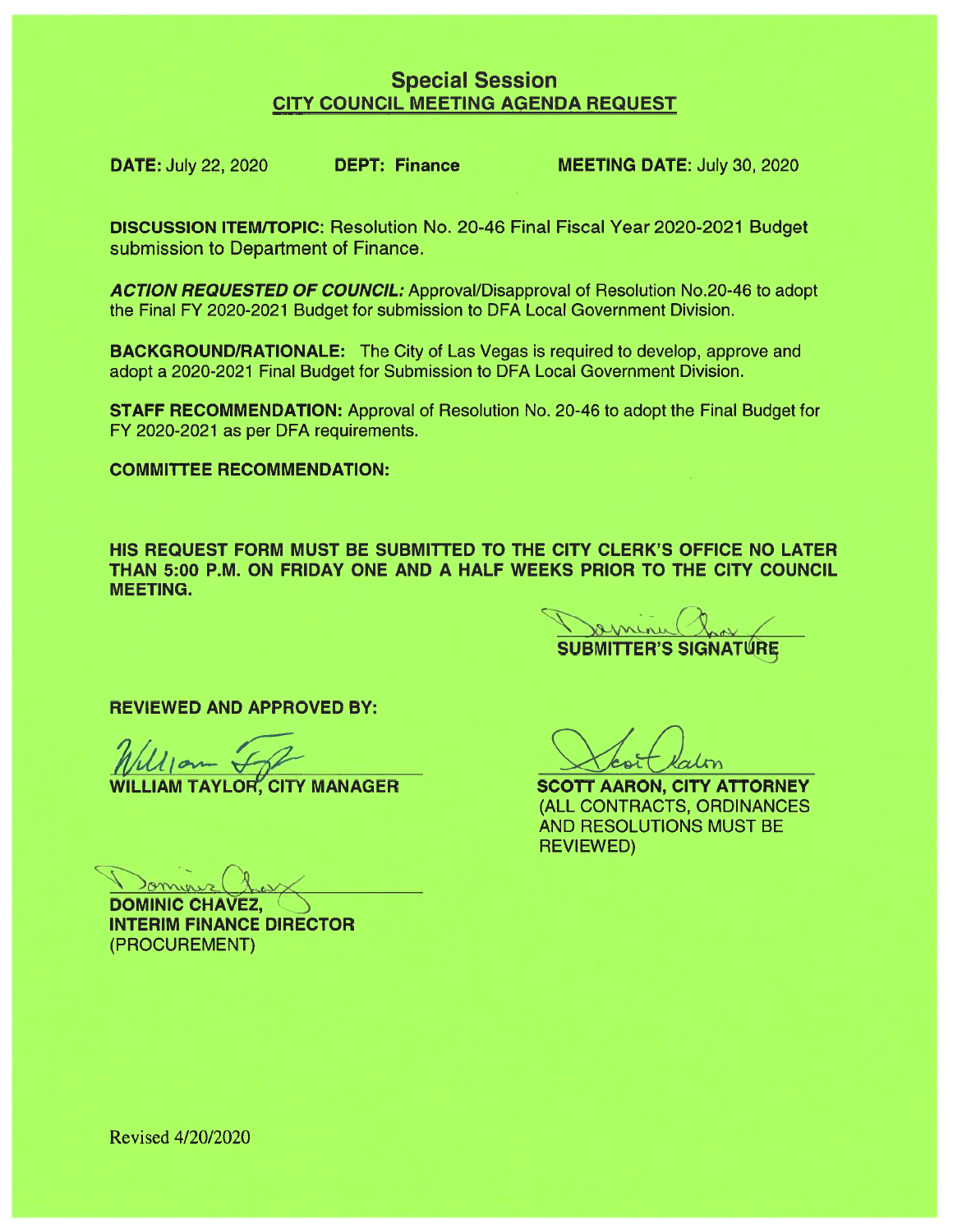## Special Session
## CITY COUNCIL MEETING AGENDA REQUEST

**DATE:** July 22, 2020 **DEPT: Finance** **MEETING DATE:** July 30, 2020

**DISCUSSION ITEM/TOPIC:** Resolution No. 20-46 Final Fiscal Year 2020-2021 Budget submission to Department of Finance.

***ACTION REQUESTED OF COUNCIL:*** Approval/Disapproval of Resolution No.20-46 to adopt the Final FY 2020-2021 Budget for submission to DFA Local Government Division.

**BACKGROUND/RATIONALE:** The City of Las Vegas is required to develop, approve and adopt a 2020-2021 Final Budget for Submission to DFA Local Government Division.

**STAFF RECOMMENDATION:** Approval of Resolution No. 20-46 to adopt the Final Budget for FY 2020-2021 as per DFA requirements.

**COMMITTEE RECOMMENDATION:**

**HIS REQUEST FORM MUST BE SUBMITTED TO THE CITY CLERK'S OFFICE NO LATER THAN 5:00 P.M. ON FRIDAY ONE AND A HALF WEEKS PRIOR TO THE CITY COUNCIL MEETING.**

**SUBMITTER'S SIGNATURE**

**REVIEWED AND APPROVED BY:**

**WILLIAM TAYLOR, CITY MANAGER**

**SCOTT AARON, CITY ATTORNEY**
(ALL CONTRACTS, ORDINANCES AND RESOLUTIONS MUST BE REVIEWED)

**DOMINIC CHAVEZ,**
**INTERIM FINANCE DIRECTOR**
(PROCUREMENT)

Revised 4/20/2020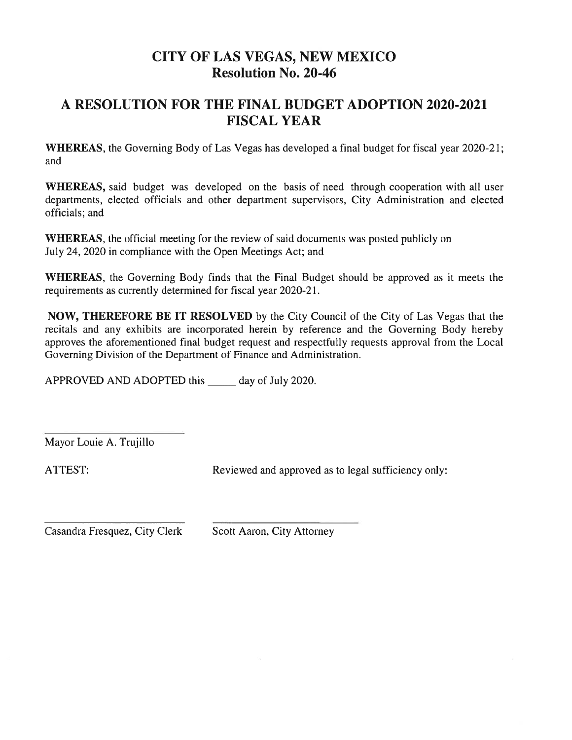# CITY OF LAS VEGAS, NEW MEXICO
## Resolution No. 20-46

# A RESOLUTION FOR THE FINAL BUDGET ADOPTION 2020-2021 FISCAL YEAR

**WHEREAS**, the Governing Body of Las Vegas has developed a final budget for fiscal year 2020-21; and

**WHEREAS,** said budget was developed on the basis of need through cooperation with all user departments, elected officials and other department supervisors, City Administration and elected officials; and

**WHEREAS**, the official meeting for the review of said documents was posted publicly on July 24, 2020 in compliance with the Open Meetings Act; and

**WHEREAS**, the Governing Body finds that the Final Budget should be approved as it meets the requirements as currently determined for fiscal year 2020-21.

**NOW, THEREFORE BE IT RESOLVED** by the City Council of the City of Las Vegas that the recitals and any exhibits are incorporated herein by reference and the Governing Body hereby approves the aforementioned final budget request and respectfully requests approval from the Local Governing Division of the Department of Finance and Administration.

APPROVED AND ADOPTED this _____ day of July 2020.

______________________
Mayor Louie A. Trujillo

ATTEST:

______________________
Casandra Fresquez, City Clerk

Reviewed and approved as to legal sufficiency only:

______________________
Scott Aaron, City Attorney